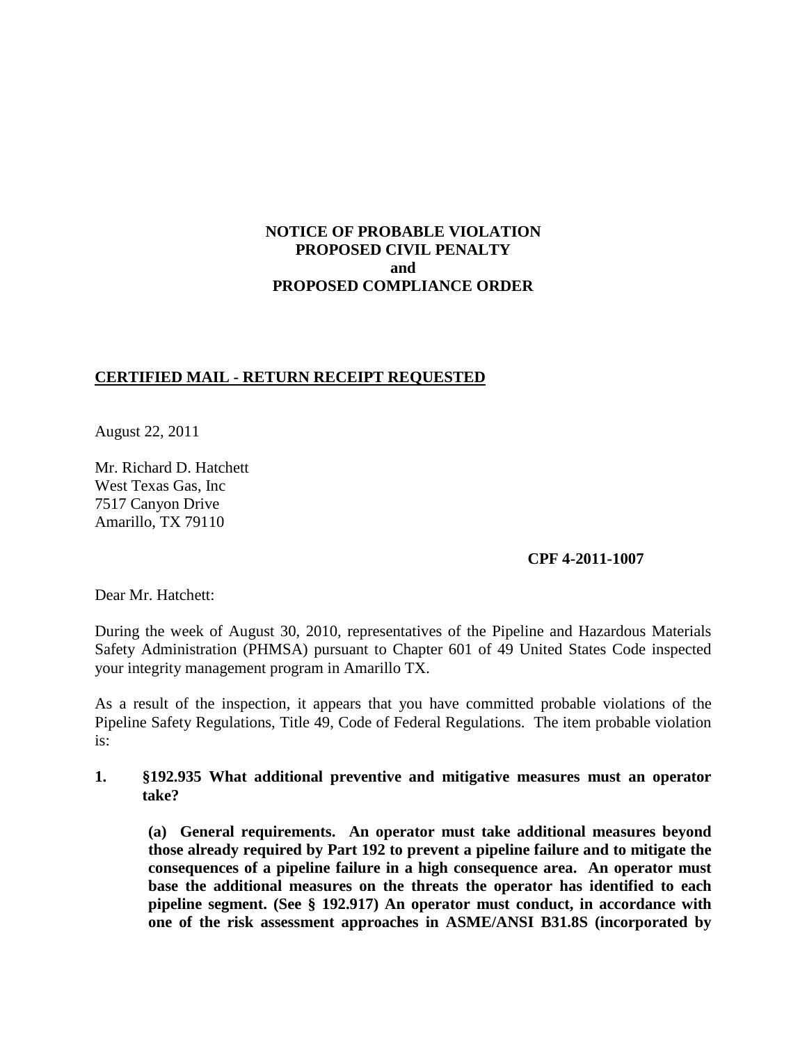**NOTICE OF PROBABLE VIOLATION**
**PROPOSED CIVIL PENALTY**
**and**
**PROPOSED COMPLIANCE ORDER**

**CERTIFIED MAIL - RETURN RECEIPT REQUESTED**

August 22, 2011

Mr. Richard D. Hatchett
West Texas Gas, Inc
7517 Canyon Drive
Amarillo, TX 79110

**CPF 4-2011-1007**

Dear Mr. Hatchett:

During the week of August 30, 2010, representatives of the Pipeline and Hazardous Materials Safety Administration (PHMSA) pursuant to Chapter 601 of 49 United States Code inspected your integrity management program in Amarillo TX.

As a result of the inspection, it appears that you have committed probable violations of the Pipeline Safety Regulations, Title 49, Code of Federal Regulations. The item probable violation is:

1. **§192.935 What additional preventive and mitigative measures must an operator take?**

   **(a) General requirements. An operator must take additional measures beyond those already required by Part 192 to prevent a pipeline failure and to mitigate the consequences of a pipeline failure in a high consequence area. An operator must base the additional measures on the threats the operator has identified to each pipeline segment. (See § 192.917) An operator must conduct, in accordance with one of the risk assessment approaches in ASME/ANSI B31.8S (incorporated by**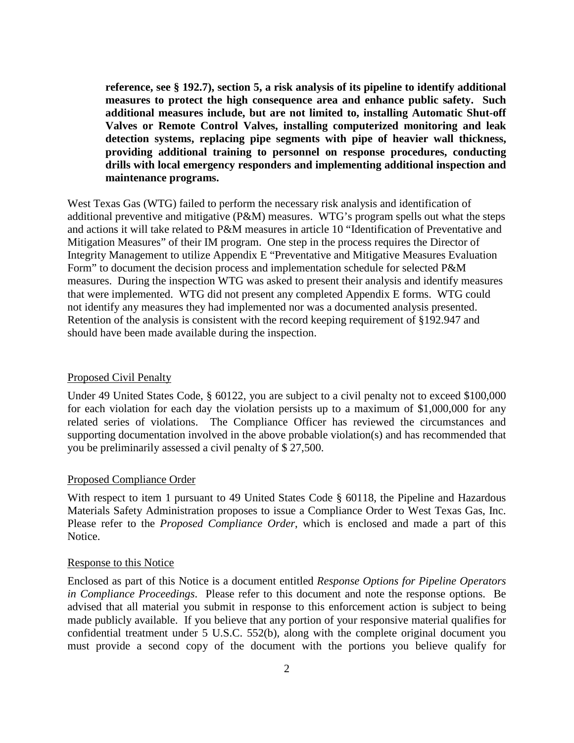**reference, see § 192.7), section 5, a risk analysis of its pipeline to identify additional measures to protect the high consequence area and enhance public safety. Such additional measures include, but are not limited to, installing Automatic Shut-off Valves or Remote Control Valves, installing computerized monitoring and leak detection systems, replacing pipe segments with pipe of heavier wall thickness, providing additional training to personnel on response procedures, conducting drills with local emergency responders and implementing additional inspection and maintenance programs.**

West Texas Gas (WTG) failed to perform the necessary risk analysis and identification of additional preventive and mitigative (P&M) measures. WTG's program spells out what the steps and actions it will take related to P&M measures in article 10 "Identification of Preventative and Mitigation Measures" of their IM program. One step in the process requires the Director of Integrity Management to utilize Appendix E "Preventative and Mitigative Measures Evaluation Form" to document the decision process and implementation schedule for selected P&M measures. During the inspection WTG was asked to present their analysis and identify measures that were implemented. WTG did not present any completed Appendix E forms. WTG could not identify any measures they had implemented nor was a documented analysis presented. Retention of the analysis is consistent with the record keeping requirement of §192.947 and should have been made available during the inspection.

## Proposed Civil Penalty

Under 49 United States Code, § 60122, you are subject to a civil penalty not to exceed $100,000 for each violation for each day the violation persists up to a maximum of $1,000,000 for any related series of violations. The Compliance Officer has reviewed the circumstances and supporting documentation involved in the above probable violation(s) and has recommended that you be preliminarily assessed a civil penalty of $ 27,500.

## Proposed Compliance Order

With respect to item 1 pursuant to 49 United States Code § 60118, the Pipeline and Hazardous Materials Safety Administration proposes to issue a Compliance Order to West Texas Gas, Inc. Please refer to the *Proposed Compliance Order*, which is enclosed and made a part of this Notice.

## Response to this Notice

Enclosed as part of this Notice is a document entitled *Response Options for Pipeline Operators in Compliance Proceedings*. Please refer to this document and note the response options. Be advised that all material you submit in response to this enforcement action is subject to being made publicly available. If you believe that any portion of your responsive material qualifies for confidential treatment under 5 U.S.C. 552(b), along with the complete original document you must provide a second copy of the document with the portions you believe qualify for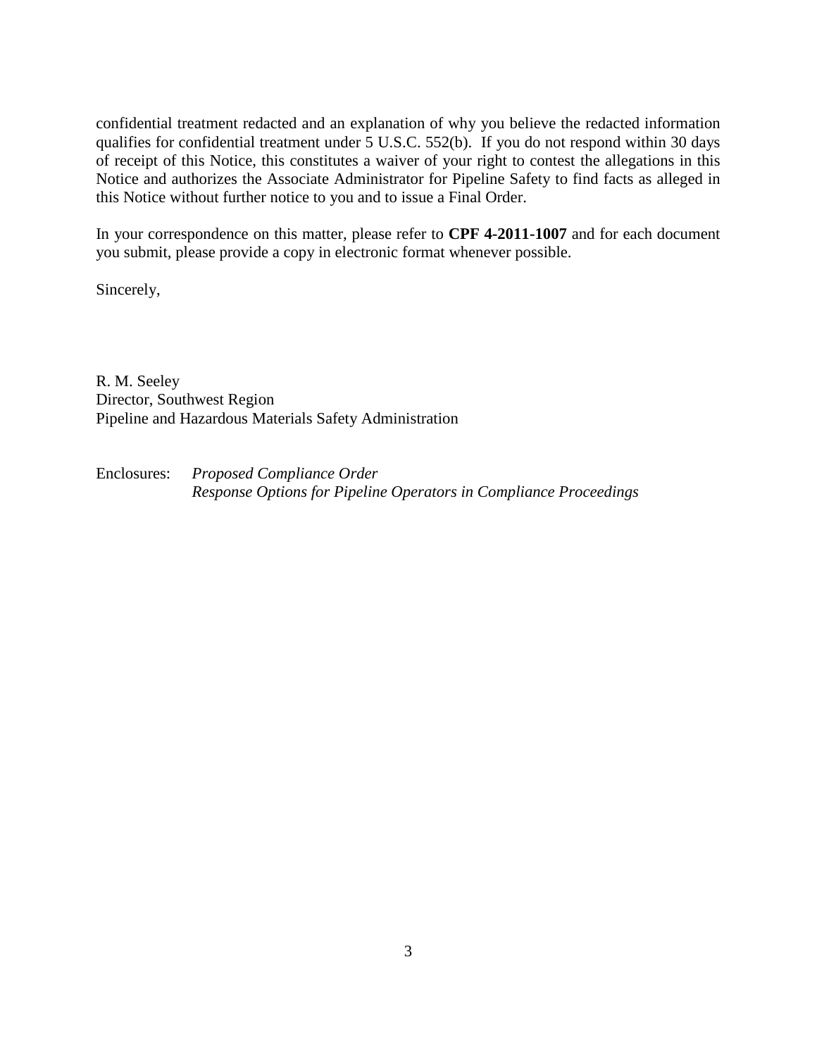confidential treatment redacted and an explanation of why you believe the redacted information qualifies for confidential treatment under 5 U.S.C. 552(b). If you do not respond within 30 days of receipt of this Notice, this constitutes a waiver of your right to contest the allegations in this Notice and authorizes the Associate Administrator for Pipeline Safety to find facts as alleged in this Notice without further notice to you and to issue a Final Order.

In your correspondence on this matter, please refer to **CPF 4-2011-1007** and for each document you submit, please provide a copy in electronic format whenever possible.

Sincerely,

R. M. Seeley
Director, Southwest Region
Pipeline and Hazardous Materials Safety Administration

Enclosures: *Proposed Compliance Order*
*Response Options for Pipeline Operators in Compliance Proceedings*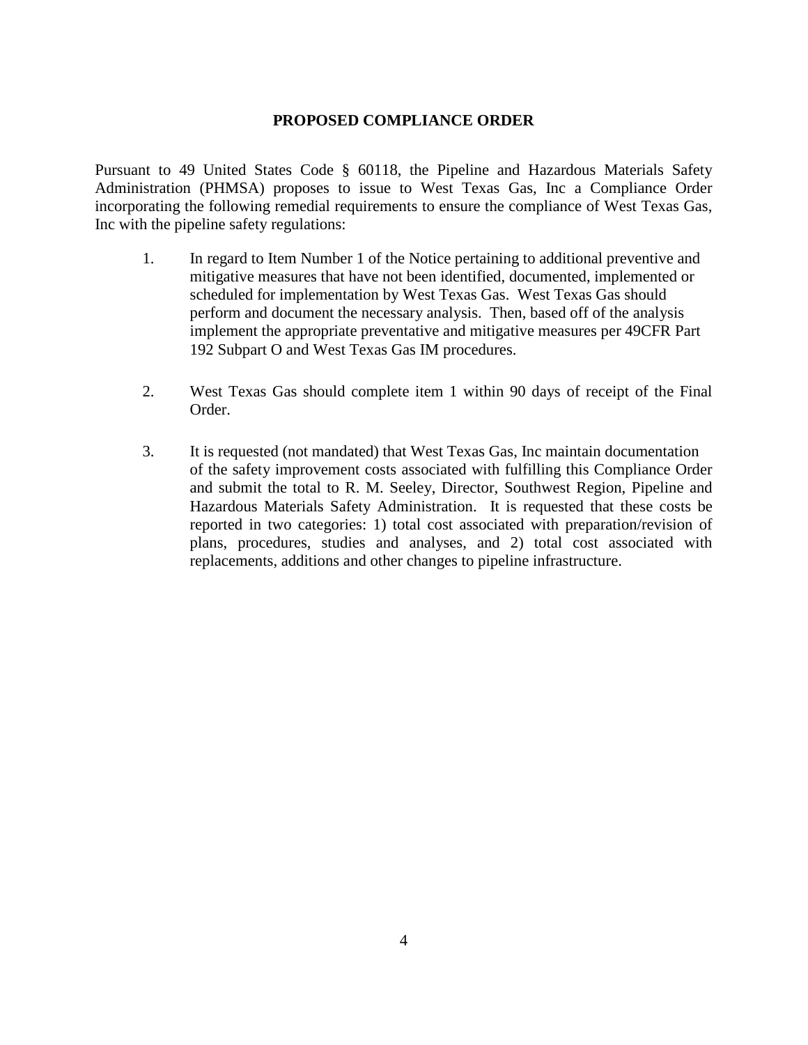**PROPOSED COMPLIANCE ORDER**

Pursuant to 49 United States Code § 60118, the Pipeline and Hazardous Materials Safety Administration (PHMSA) proposes to issue to West Texas Gas, Inc a Compliance Order incorporating the following remedial requirements to ensure the compliance of West Texas Gas, Inc with the pipeline safety regulations:

1. In regard to Item Number 1 of the Notice pertaining to additional preventive and mitigative measures that have not been identified, documented, implemented or scheduled for implementation by West Texas Gas. West Texas Gas should perform and document the necessary analysis. Then, based off of the analysis implement the appropriate preventative and mitigative measures per 49CFR Part 192 Subpart O and West Texas Gas IM procedures.

2. West Texas Gas should complete item 1 within 90 days of receipt of the Final Order.

3. It is requested (not mandated) that West Texas Gas, Inc maintain documentation of the safety improvement costs associated with fulfilling this Compliance Order and submit the total to R. M. Seeley, Director, Southwest Region, Pipeline and Hazardous Materials Safety Administration. It is requested that these costs be reported in two categories: 1) total cost associated with preparation/revision of plans, procedures, studies and analyses, and 2) total cost associated with replacements, additions and other changes to pipeline infrastructure.